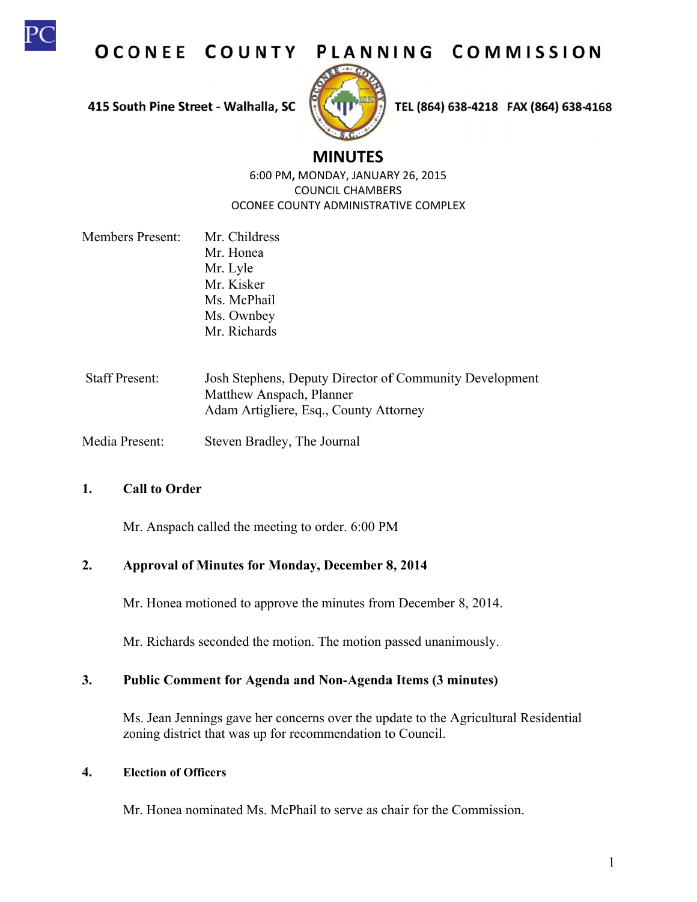# OCONEE COUNTY PLANNING COMMISSION

415 South Pine Street - Walhalla, SC    TEL (864) 638-4218   FAX (864) 638-4168

## MINUTES

6:00 PM, MONDAY, JANUARY 26, 2015
COUNCIL CHAMBERS
OCONEE COUNTY ADMINISTRATIVE COMPLEX

Members Present:
- Mr. Childress
- Mr. Honea
- Mr. Lyle
- Mr. Kisker
- Ms. McPhail
- Ms. Ownbey
- Mr. Richards

Staff Present:
- Josh Stephens, Deputy Director of Community Development
- Matthew Anspach, Planner
- Adam Artigliere, Esq., County Attorney

Media Present: Steven Bradley, The Journal

**1. Call to Order**

Mr. Anspach called the meeting to order. 6:00 PM

**2. Approval of Minutes for Monday, December 8, 2014**

Mr. Honea motioned to approve the minutes from December 8, 2014.

Mr. Richards seconded the motion. The motion passed unanimously.

**3. Public Comment for Agenda and Non-Agenda Items (3 minutes)**

Ms. Jean Jennings gave her concerns over the update to the Agricultural Residential zoning district that was up for recommendation to Council.

**4. Election of Officers**

Mr. Honea nominated Ms. McPhail to serve as chair for the Commission.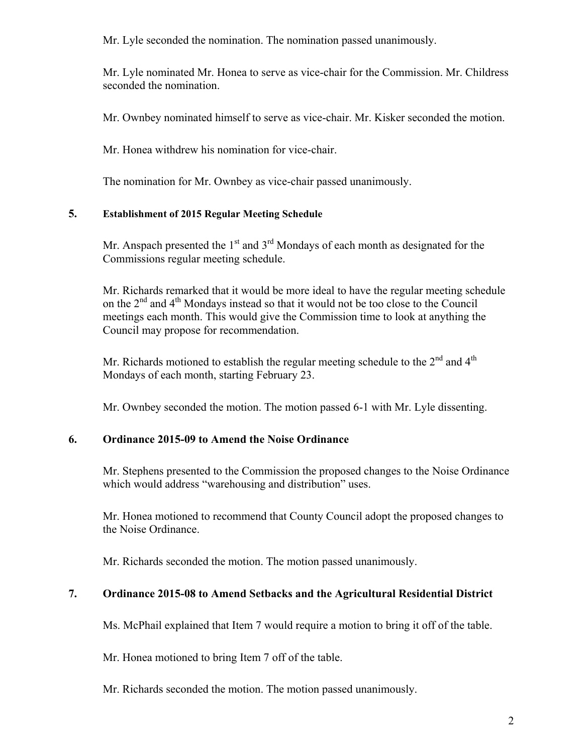Mr. Lyle seconded the nomination. The nomination passed unanimously.

Mr. Lyle nominated Mr. Honea to serve as vice-chair for the Commission. Mr. Childress seconded the nomination.

Mr. Ownbey nominated himself to serve as vice-chair. Mr. Kisker seconded the motion.

Mr. Honea withdrew his nomination for vice-chair.

The nomination for Mr. Ownbey as vice-chair passed unanimously.

## 5. Establishment of 2015 Regular Meeting Schedule

Mr. Anspach presented the 1st and 3rd Mondays of each month as designated for the Commissions regular meeting schedule.

Mr. Richards remarked that it would be more ideal to have the regular meeting schedule on the 2nd and 4th Mondays instead so that it would not be too close to the Council meetings each month. This would give the Commission time to look at anything the Council may propose for recommendation.

Mr. Richards motioned to establish the regular meeting schedule to the 2nd and 4th Mondays of each month, starting February 23.

Mr. Ownbey seconded the motion. The motion passed 6-1 with Mr. Lyle dissenting.

## 6. Ordinance 2015-09 to Amend the Noise Ordinance

Mr. Stephens presented to the Commission the proposed changes to the Noise Ordinance which would address "warehousing and distribution" uses.

Mr. Honea motioned to recommend that County Council adopt the proposed changes to the Noise Ordinance.

Mr. Richards seconded the motion. The motion passed unanimously.

## 7. Ordinance 2015-08 to Amend Setbacks and the Agricultural Residential District

Ms. McPhail explained that Item 7 would require a motion to bring it off of the table.

Mr. Honea motioned to bring Item 7 off of the table.

Mr. Richards seconded the motion. The motion passed unanimously.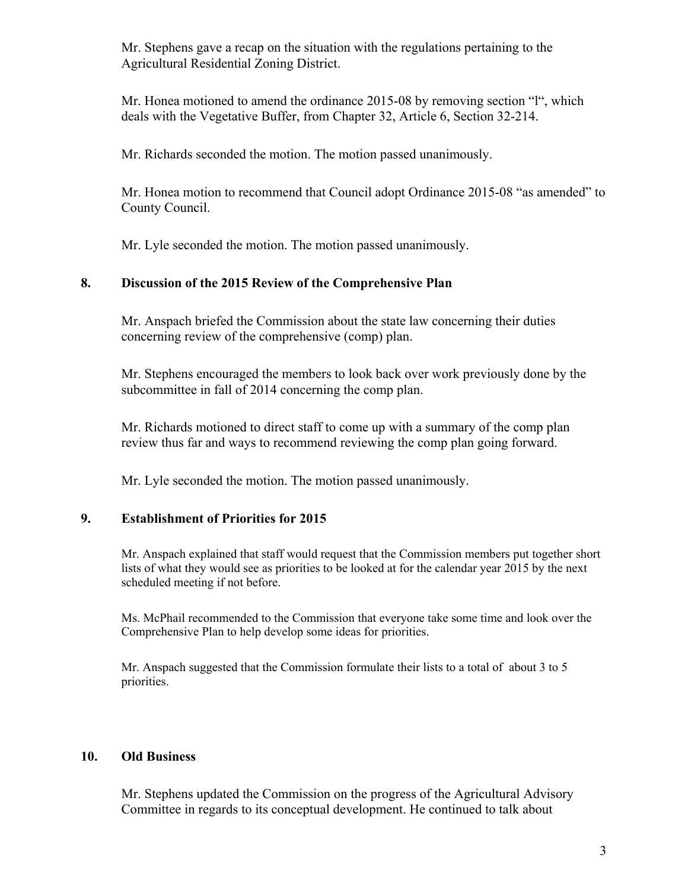Mr. Stephens gave a recap on the situation with the regulations pertaining to the Agricultural Residential Zoning District.

Mr. Honea motioned to amend the ordinance 2015-08 by removing section "l", which deals with the Vegetative Buffer, from Chapter 32, Article 6, Section 32-214.

Mr. Richards seconded the motion. The motion passed unanimously.

Mr. Honea motion to recommend that Council adopt Ordinance 2015-08 "as amended" to County Council.

Mr. Lyle seconded the motion. The motion passed unanimously.

## 8. Discussion of the 2015 Review of the Comprehensive Plan

Mr. Anspach briefed the Commission about the state law concerning their duties concerning review of the comprehensive (comp) plan.

Mr. Stephens encouraged the members to look back over work previously done by the subcommittee in fall of 2014 concerning the comp plan.

Mr. Richards motioned to direct staff to come up with a summary of the comp plan review thus far and ways to recommend reviewing the comp plan going forward.

Mr. Lyle seconded the motion. The motion passed unanimously.

## 9. Establishment of Priorities for 2015

Mr. Anspach explained that staff would request that the Commission members put together short lists of what they would see as priorities to be looked at for the calendar year 2015 by the next scheduled meeting if not before.

Ms. McPhail recommended to the Commission that everyone take some time and look over the Comprehensive Plan to help develop some ideas for priorities.

Mr. Anspach suggested that the Commission formulate their lists to a total of about 3 to 5 priorities.

## 10. Old Business

Mr. Stephens updated the Commission on the progress of the Agricultural Advisory Committee in regards to its conceptual development. He continued to talk about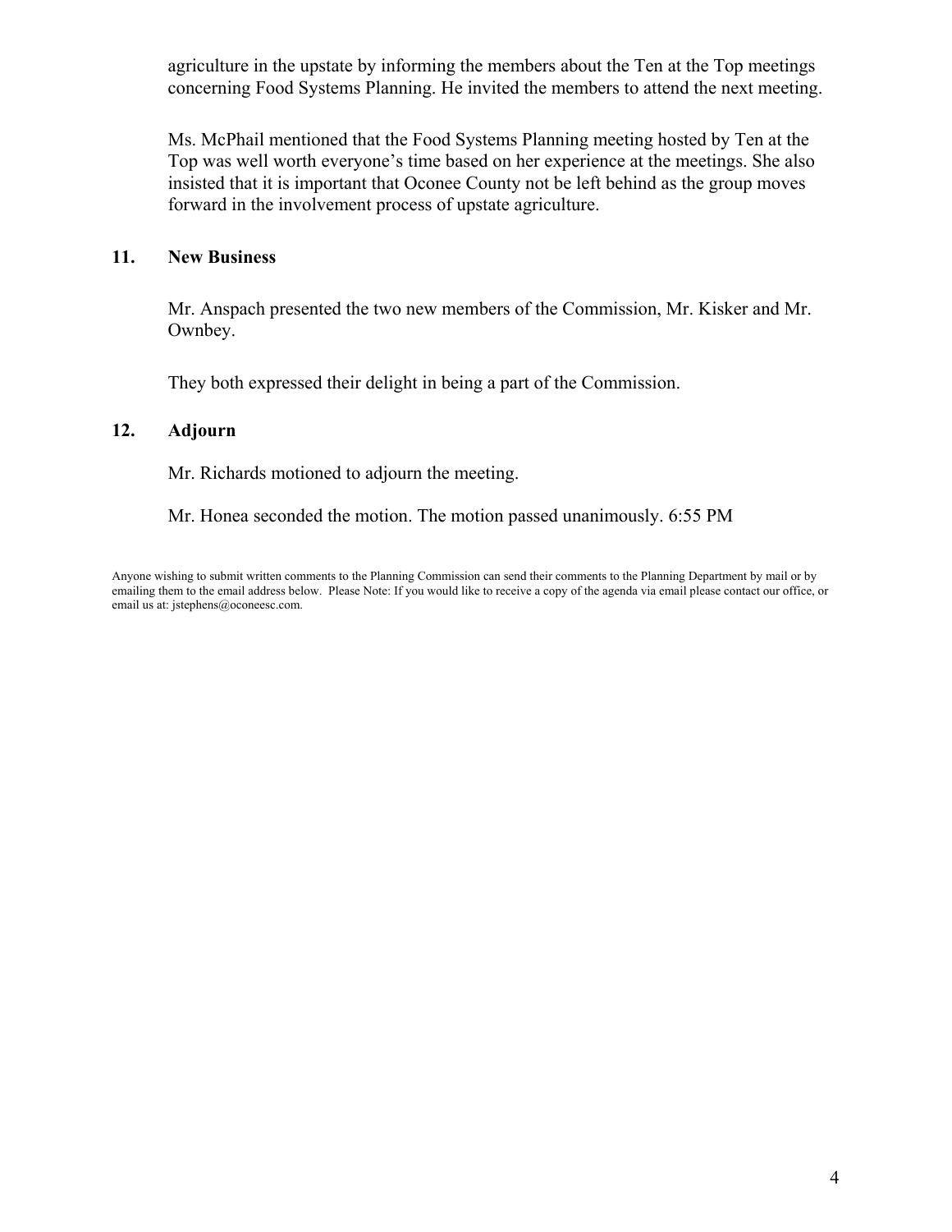agriculture in the upstate by informing the members about the Ten at the Top meetings concerning Food Systems Planning. He invited the members to attend the next meeting.

Ms. McPhail mentioned that the Food Systems Planning meeting hosted by Ten at the Top was well worth everyone's time based on her experience at the meetings. She also insisted that it is important that Oconee County not be left behind as the group moves forward in the involvement process of upstate agriculture.

## 11. New Business

Mr. Anspach presented the two new members of the Commission, Mr. Kisker and Mr. Ownbey.

They both expressed their delight in being a part of the Commission.

## 12. Adjourn

Mr. Richards motioned to adjourn the meeting.

Mr. Honea seconded the motion. The motion passed unanimously. 6:55 PM

Anyone wishing to submit written comments to the Planning Commission can send their comments to the Planning Department by mail or by emailing them to the email address below. Please Note: If you would like to receive a copy of the agenda via email please contact our office, or email us at: jstephens@oconeesc.com.